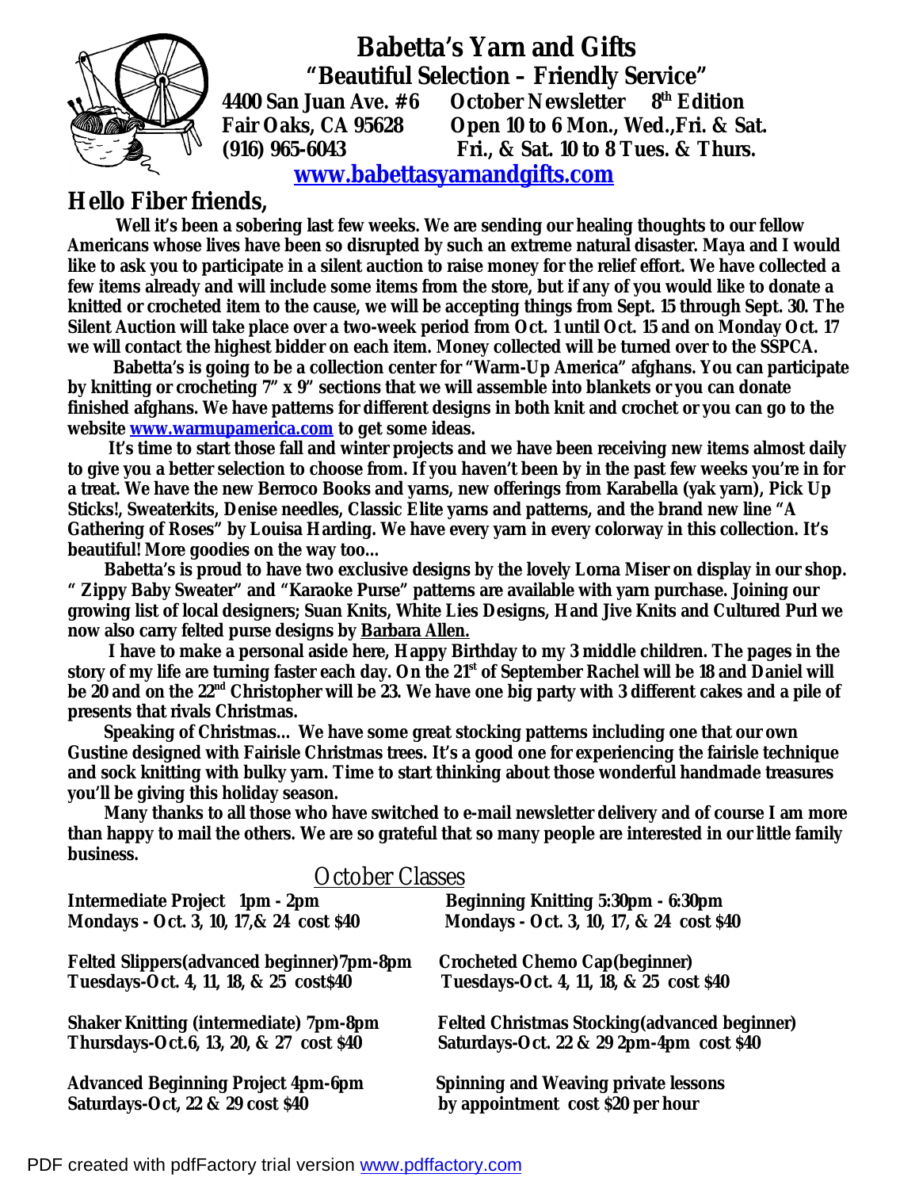# Babetta's Yarn and Gifts

**"Beautiful Selection – Friendly Service"**

**4400 San Juan Ave. #6** | **October Newsletter 8th Edition**
**Fair Oaks, CA 95628** | **Open 10 to 6 Mon., Wed.,Fri. & Sat.**
**(916) 965-6043** | **Fri., & Sat. 10 to 8 Tues. & Thurs.**

**www.babettasyarnandgifts.com**

## Hello Fiber friends,

**Well it's been a sobering last few weeks. We are sending our healing thoughts to our fellow Americans whose lives have been so disrupted by such an extreme natural disaster. Maya and I would like to ask you to participate in a silent auction to raise money for the relief effort. We have collected a few items already and will include some items from the store, but if any of you would like to donate a knitted or crocheted item to the cause, we will be accepting things from Sept. 15 through Sept. 30. The Silent Auction will take place over a two-week period from Oct. 1 until Oct. 15 and on Monday Oct. 17 we will contact the highest bidder on each item. Money collected will be turned over to the SSPCA.**

**Babetta's is going to be a collection center for "Warm-Up America" afghans. You can participate by knitting or crocheting 7" x 9" sections that we will assemble into blankets or you can donate finished afghans. We have patterns for different designs in both knit and crochet or you can go to the website www.warmupamerica.com to get some ideas.**

**It's time to start those fall and winter projects and we have been receiving new items almost daily to give you a better selection to choose from. If you haven't been by in the past few weeks you're in for a treat. We have the new Berroco Books and yarns, new offerings from Karabella (yak yarn), Pick Up Sticks!, Sweaterkits, Denise needles, Classic Elite yarns and patterns, and the brand new line "A Gathering of Roses" by Louisa Harding. We have every yarn in every colorway in this collection. It's beautiful! More goodies on the way too...**

**Babetta's is proud to have two exclusive designs by the lovely Lorna Miser on display in our shop. " Zippy Baby Sweater" and "Karaoke Purse" patterns are available with yarn purchase. Joining our growing list of local designers; Suan Knits, White Lies Designs, Hand Jive Knits and Cultured Purl we now also carry felted purse designs by Barbara Allen.**

**I have to make a personal aside here, Happy Birthday to my 3 middle children. The pages in the story of my life are turning faster each day. On the 21st of September Rachel will be 18 and Daniel will be 20 and on the 22nd Christopher will be 23. We have one big party with 3 different cakes and a pile of presents that rivals Christmas.**

**Speaking of Christmas… We have some great stocking patterns including one that our own Gustine designed with Fairisle Christmas trees. It's a good one for experiencing the fairisle technique and sock knitting with bulky yarn. Time to start thinking about those wonderful handmade treasures you'll be giving this holiday season.**

**Many thanks to all those who have switched to e-mail newsletter delivery and of course I am more than happy to mail the others. We are so grateful that so many people are interested in our little family business.**

## October Classes

**Intermediate Project 1pm - 2pm**
**Mondays - Oct. 3, 10, 17,& 24 cost $40**

**Beginning Knitting 5:30pm - 6:30pm**
**Mondays - Oct. 3, 10, 17, & 24 cost $40**

**Felted Slippers(advanced beginner)7pm-8pm**
**Tuesdays-Oct. 4, 11, 18, & 25 cost$40**

**Crocheted Chemo Cap(beginner)**
**Tuesdays-Oct. 4, 11, 18, & 25 cost $40**

**Shaker Knitting (intermediate) 7pm-8pm**
**Thursdays-Oct.6, 13, 20, & 27 cost $40**

**Felted Christmas Stocking(advanced beginner)**
**Saturdays-Oct. 22 & 29 2pm-4pm cost $40**

**Advanced Beginning Project 4pm-6pm**
**Saturdays-Oct, 22 & 29 cost $40**

**Spinning and Weaving private lessons**
**by appointment cost $20 per hour**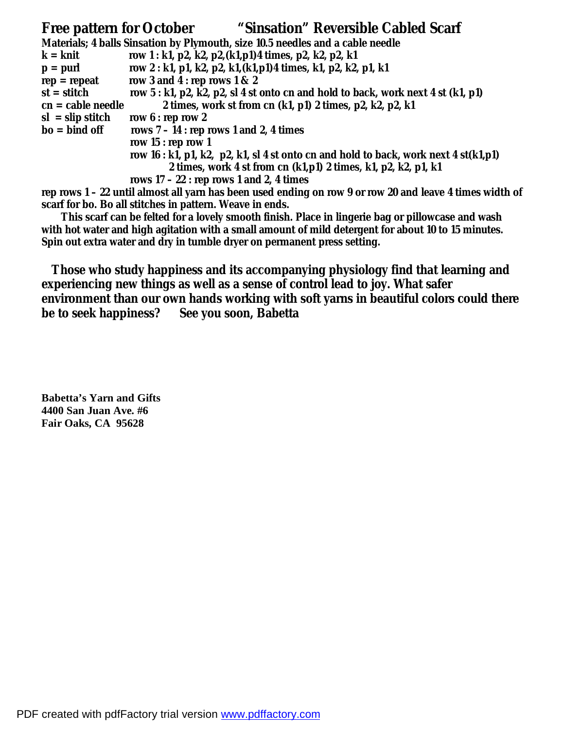# Free pattern for October "Sinsation" Reversible Cabled Scarf

**Materials; 4 balls Sinsation by Plymouth, size 10.5 needles and a cable needle**

**k = knit**
**p = purl**
**rep = repeat**
**st = stitch**
**cn = cable needle**
**sl = slip stitch**
**bo = bind off**

**row 1 : k1, p2, k2, p2,(k1,p1)4 times, p2, k2, p2, k1**

**row 2 : k1, p1, k2, p2, k1,(k1,p1)4 times, k1, p2, k2, p1, k1**

**row 3 and 4 : rep rows 1 & 2**

**row 5 : k1, p2, k2, p2, sl 4 st onto cn and hold to back, work next 4 st (k1, p1) 2 times, work st from cn (k1, p1) 2 times, p2, k2, p2, k1**

**row 6 : rep row 2**

**rows 7 – 14 : rep rows 1 and 2, 4 times**

**row 15 : rep row 1**

**row 16 : k1, p1, k2, p2, k1, sl 4 st onto cn and hold to back, work next 4 st(k1,p1) 2 times, work 4 st from cn (k1,p1) 2 times, k1, p2, k2, p1, k1**

**rows 17 – 22 : rep rows 1 and 2, 4 times**

**rep rows 1 – 22 until almost all yarn has been used ending on row 9 or row 20 and leave 4 times width of scarf for bo. Bo all stitches in pattern. Weave in ends.**

**This scarf can be felted for a lovely smooth finish. Place in lingerie bag or pillowcase and wash with hot water and high agitation with a small amount of mild detergent for about 10 to 15 minutes. Spin out extra water and dry in tumble dryer on permanent press setting.**

**Those who study happiness and its accompanying physiology find that learning and experiencing new things as well as a sense of control lead to joy. What safer environment than our own hands working with soft yarns in beautiful colors could there be to seek happiness? See you soon, Babetta**

**Babetta's Yarn and Gifts**
**4400 San Juan Ave. #6**
**Fair Oaks, CA 95628**